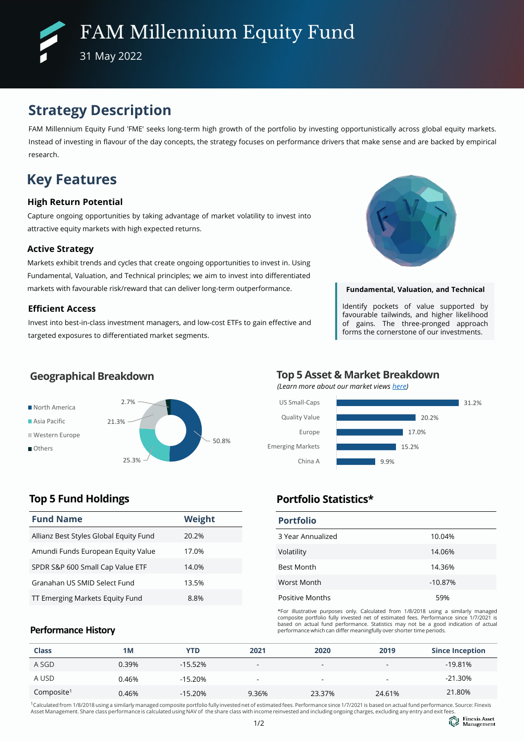# FAM Millennium Equity Fund

31 May 2022

## Strategy Description

FAM Millennium Equity Fund 'FME' seeks long-term high growth of the portfolio by investing opportunistically across global equity markets. Instead of investing in flavour of the day concepts, the strategy focuses on performance drivers that make sense and are backed by empirical research.

## Key Features

### High Return Potential

Capture ongoing opportunities by taking advantage of market volatility to invest into attractive equity markets with high expected returns.

### Active Strategy

Markets exhibit trends and cycles that create ongoing opportunities to invest in. Using Fundamental, Valuation, and Technical principles; we aim to invest into differentiated markets with favourable risk/reward that can deliver long-term outperformance.

### Efficient Access

Invest into best-in-class investment managers, and low-cost ETFs to gain effective and targeted exposures to differentiated market segments.

**Fundamental, Valuation, and Technical**

Identify pockets of value supported by favourable tailwinds, and higher likelihood of gains. The three-pronged approach forms the cornerstone of our investments.

## Geographical Breakdown

| Region | Weight |
| --- | --- |
| North America | 50.8% |
| Asia Pacific | 25.3% |
| Western Europe | 21.3% |
| Others | 2.7% |

## Top 5 Asset & Market Breakdown

*(Learn more about our market views here)*

| Asset / Market | Weight |
| --- | --- |
| US Small-Caps | 31.2% |
| Quality Value | 20.2% |
| Europe | 17.0% |
| Emerging Markets | 15.2% |
| China A | 9.9% |

## Top 5 Fund Holdings

| Fund Name | Weight |
| --- | --- |
| Allianz Best Styles Global Equity Fund | 20.2% |
| Amundi Funds European Equity Value | 17.0% |
| SPDR S&P 600 Small Cap Value ETF | 14.0% |
| Granahan US SMID Select Fund | 13.5% |
| TT Emerging Markets Equity Fund | 8.8% |

## Portfolio Statistics*

| Portfolio | |
| --- | --- |
| 3 Year Annualized | 10.04% |
| Volatility | 14.06% |
| Best Month | 14.36% |
| Worst Month | -10.87% |
| Positive Months | 59% |

*For illustrative purposes only. Calculated from 1/8/2018 using a similarly managed composite portfolio fully invested net of estimated fees. Performance since 1/7/2021 is based on actual fund performance. Statistics may not be a good indication of actual performance which can differ meaningfully over shorter time periods.

## Performance History

| Class | 1M | YTD | 2021 | 2020 | 2019 | Since Inception |
| --- | --- | --- | --- | --- | --- | --- |
| A SGD | 0.39% | -15.52% | - | - | - | -19.81% |
| A USD | 0.46% | -15.20% | - | - | - | -21.30% |
| Composite[1] | 0.46% | -15.20% | 9.36% | 23.37% | 24.61% | 21.80% |

[1]Calculated from 1/8/2018 using a similarly managed composite portfolio fully invested net of estimated fees. Performance since 1/7/2021 is based on actual fund performance. Source: Finexis Asset Management. Share class performance is calculated using NAV of the share class with income reinvested and including ongoing charges, excluding any entry and exit fees.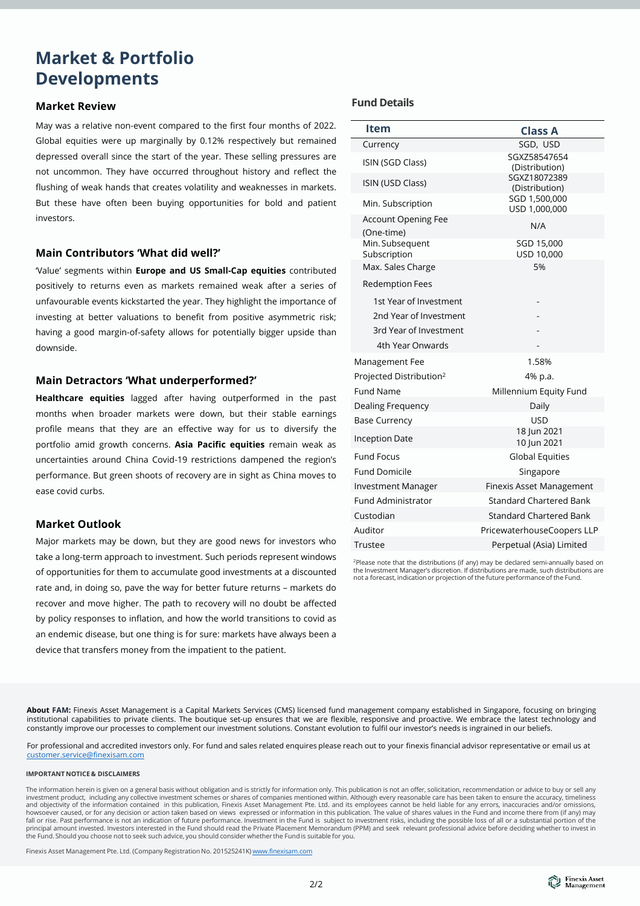# Market & Portfolio Developments

## Market Review

May was a relative non-event compared to the first four months of 2022. Global equities were up marginally by 0.12% respectively but remained depressed overall since the start of the year. These selling pressures are not uncommon. They have occurred throughout history and reflect the flushing of weak hands that creates volatility and weaknesses in markets. But these have often been buying opportunities for bold and patient investors.

## Main Contributors 'What did well?'

'Value' segments within **Europe and US Small-Cap equities** contributed positively to returns even as markets remained weak after a series of unfavourable events kickstarted the year. They highlight the importance of investing at better valuations to benefit from positive asymmetric risk; having a good margin-of-safety allows for potentially bigger upside than downside.

## Main Detractors 'What underperformed?'

**Healthcare equities** lagged after having outperformed in the past months when broader markets were down, but their stable earnings profile means that they are an effective way for us to diversify the portfolio amid growth concerns. **Asia Pacific equities** remain weak as uncertainties around China Covid-19 restrictions dampened the region's performance. But green shoots of recovery are in sight as China moves to ease covid curbs.

## Market Outlook

Major markets may be down, but they are good news for investors who take a long-term approach to investment. Such periods represent windows of opportunities for them to accumulate good investments at a discounted rate and, in doing so, pave the way for better future returns – markets do recover and move higher. The path to recovery will no doubt be affected by policy responses to inflation, and how the world transitions to covid as an endemic disease, but one thing is for sure: markets have always been a device that transfers money from the impatient to the patient.

## Fund Details

| Item | Class A |
|---|---|
| Currency | SGD, USD |
| ISIN (SGD Class) | SGXZ58547654 (Distribution) |
| ISIN (USD Class) | SGXZ18072389 (Distribution) |
| Min. Subscription | SGD 1,500,000<br>USD 1,000,000 |
| Account Opening Fee (One-time) | N/A |
| Min. Subsequent Subscription | SGD 15,000<br>USD 10,000 |
| Max. Sales Charge | 5% |
| Redemption Fees | |
| 1st Year of Investment | - |
| 2nd Year of Investment | - |
| 3rd Year of Investment | - |
| 4th Year Onwards | - |
| Management Fee | 1.58% |
| Projected Distribution[2] | 4% p.a. |
| Fund Name | Millennium Equity Fund |
| Dealing Frequency | Daily |
| Base Currency | USD |
| Inception Date | 18 Jun 2021<br>10 Jun 2021 |
| Fund Focus | Global Equities |
| Fund Domicile | Singapore |
| Investment Manager | Finexis Asset Management |
| Fund Administrator | Standard Chartered Bank |
| Custodian | Standard Chartered Bank |
| Auditor | PricewaterhouseCoopers LLP |
| Trustee | Perpetual (Asia) Limited |

[2]Please note that the distributions (if any) may be declared semi-annually based on the Investment Manager's discretion. If distributions are made, such distributions are not a forecast, indication or projection of the future performance of the Fund.

**About FAM:** Finexis Asset Management is a Capital Markets Services (CMS) licensed fund management company established in Singapore, focusing on bringing institutional capabilities to private clients. The boutique set-up ensures that we are flexible, responsive and proactive. We embrace the latest technology and constantly improve our processes to complement our investment solutions. Constant evolution to fulfil our investor's needs is ingrained in our beliefs.

For professional and accredited investors only. For fund and sales related enquires please reach out to your finexis financial advisor representative or email us at customer.service@finexisam.com

**IMPORTANT NOTICE & DISCLAIMERS**

The information herein is given on a general basis without obligation and is strictly for information only. This publication is not an offer, solicitation, recommendation or advice to buy or sell any investment product, including any collective investment schemes or shares of companies mentioned within. Although every reasonable care has been taken to ensure the accuracy, timeliness and objectivity of the information contained in this publication, Finexis Asset Management Pte. Ltd. and its employees cannot be held liable for any errors, inaccuracies and/or omissions, howsoever caused, or for any decision or action taken based on views expressed or information in this publication. The value of shares values in the Fund and income there from (if any) may fall or rise. Past performance is not an indication of future performance. Investment in the Fund is subject to investment risks, including the possible loss of all or a substantial portion of the principal amount invested. Investors interested in the Fund should read the Private Placement Memorandum (PPM) and seek relevant professional advice before deciding whether to invest in the Fund. Should you choose not to seek such advice, you should consider whether the Fund is suitable for you.

Finexis Asset Management Pte. Ltd. (Company Registration No. 201525241K) www.finexisam.com